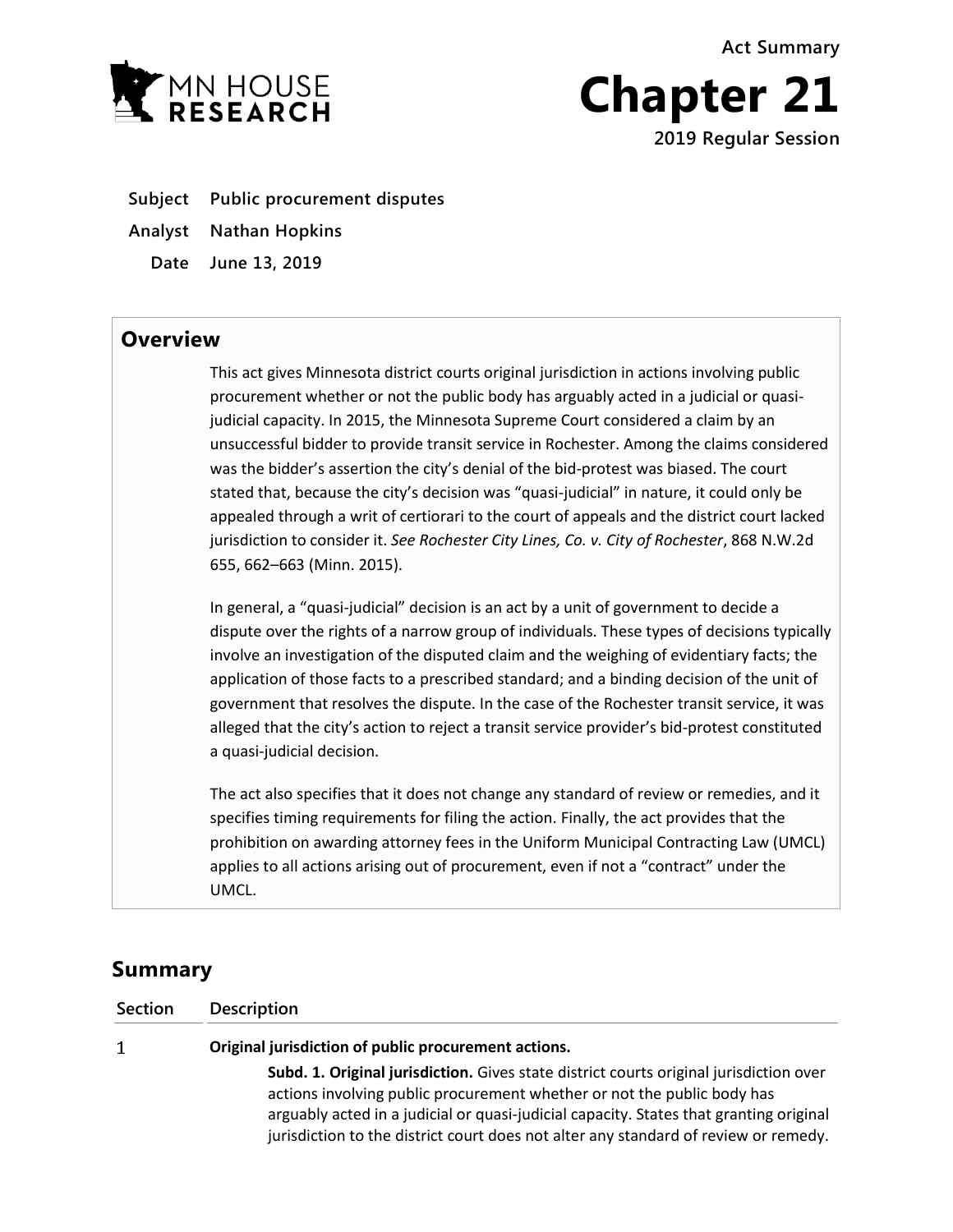**Act Summary**

# Chapter 21

**2019 Regular Session**

**Subject** Public procurement disputes

**Analyst** Nathan Hopkins

**Date** June 13, 2019

## Overview

This act gives Minnesota district courts original jurisdiction in actions involving public procurement whether or not the public body has arguably acted in a judicial or quasi-judicial capacity. In 2015, the Minnesota Supreme Court considered a claim by an unsuccessful bidder to provide transit service in Rochester. Among the claims considered was the bidder's assertion the city's denial of the bid-protest was biased. The court stated that, because the city's decision was "quasi-judicial" in nature, it could only be appealed through a writ of certiorari to the court of appeals and the district court lacked jurisdiction to consider it. *See Rochester City Lines, Co. v. City of Rochester*, 868 N.W.2d 655, 662–663 (Minn. 2015).

In general, a "quasi-judicial" decision is an act by a unit of government to decide a dispute over the rights of a narrow group of individuals. These types of decisions typically involve an investigation of the disputed claim and the weighing of evidentiary facts; the application of those facts to a prescribed standard; and a binding decision of the unit of government that resolves the dispute. In the case of the Rochester transit service, it was alleged that the city's action to reject a transit service provider's bid-protest constituted a quasi-judicial decision.

The act also specifies that it does not change any standard of review or remedies, and it specifies timing requirements for filing the action. Finally, the act provides that the prohibition on awarding attorney fees in the Uniform Municipal Contracting Law (UMCL) applies to all actions arising out of procurement, even if not a "contract" under the UMCL.

## Summary

| Section | Description |
| --- | --- |
| 1 | **Original jurisdiction of public procurement actions.**<br>**Subd. 1. Original jurisdiction.** Gives state district courts original jurisdiction over actions involving public procurement whether or not the public body has arguably acted in a judicial or quasi-judicial capacity. States that granting original jurisdiction to the district court does not alter any standard of review or remedy. |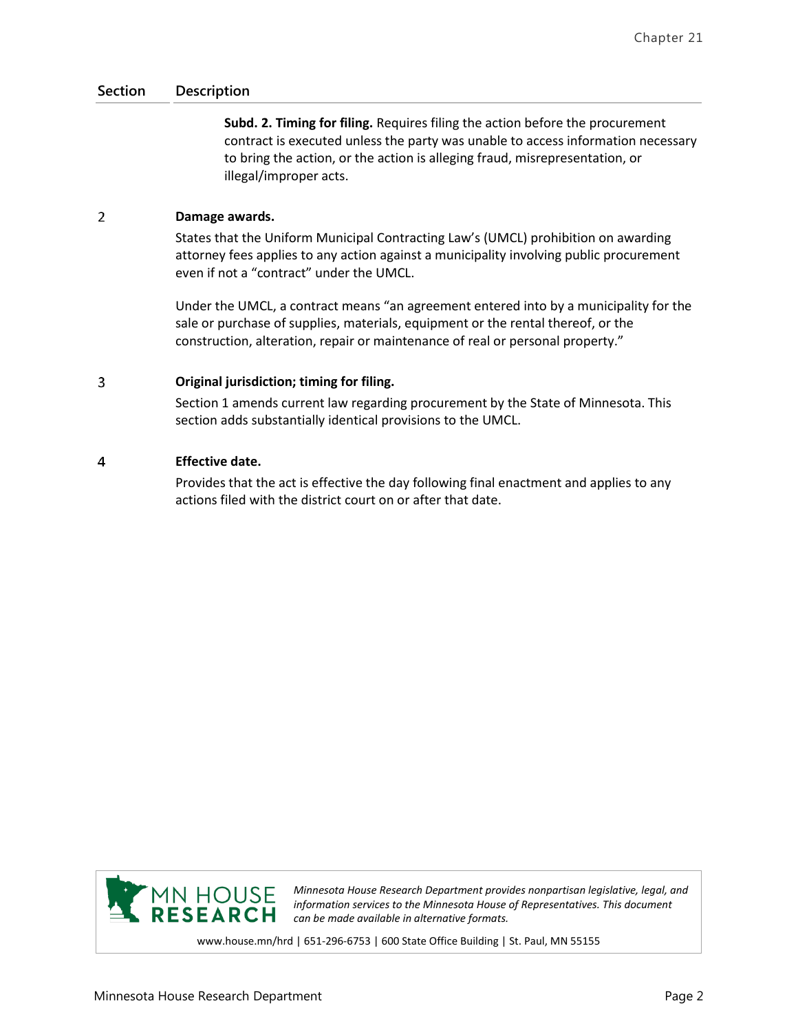| Section | Description |
|---|---|
| | **Subd. 2. Timing for filing.** Requires filing the action before the procurement contract is executed unless the party was unable to access information necessary to bring the action, or the action is alleging fraud, misrepresentation, or illegal/improper acts. |
| 2 | **Damage awards.**<br><br>States that the Uniform Municipal Contracting Law's (UMCL) prohibition on awarding attorney fees applies to any action against a municipality involving public procurement even if not a "contract" under the UMCL.<br><br>Under the UMCL, a contract means "an agreement entered into by a municipality for the sale or purchase of supplies, materials, equipment or the rental thereof, or the construction, alteration, repair or maintenance of real or personal property." |
| 3 | **Original jurisdiction; timing for filing.**<br><br>Section 1 amends current law regarding procurement by the State of Minnesota. This section adds substantially identical provisions to the UMCL. |
| 4 | **Effective date.**<br><br>Provides that the act is effective the day following final enactment and applies to any actions filed with the district court on or after that date. |

MN HOUSE RESEARCH

*Minnesota House Research Department provides nonpartisan legislative, legal, and information services to the Minnesota House of Representatives. This document can be made available in alternative formats.*

www.house.mn/hrd | 651-296-6753 | 600 State Office Building | St. Paul, MN 55155